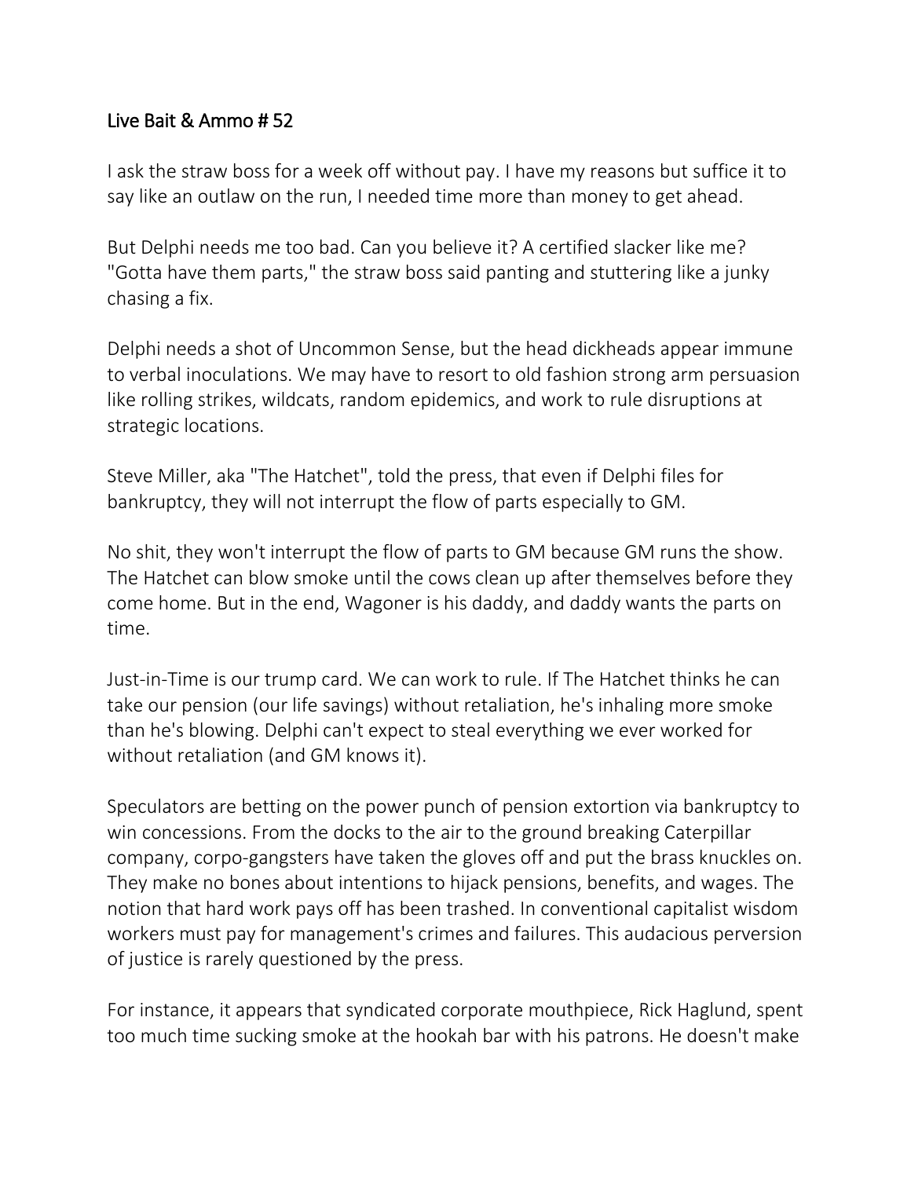## Live Bait & Ammo # 52

I ask the straw boss for a week off without pay. I have my reasons but suffice it to say like an outlaw on the run, I needed time more than money to get ahead.

But Delphi needs me too bad. Can you believe it? A certified slacker like me? "Gotta have them parts," the straw boss said panting and stuttering like a junky chasing a fix.

Delphi needs a shot of Uncommon Sense, but the head dickheads appear immune to verbal inoculations. We may have to resort to old fashion strong arm persuasion like rolling strikes, wildcats, random epidemics, and work to rule disruptions at strategic locations.

Steve Miller, aka "The Hatchet", told the press, that even if Delphi files for bankruptcy, they will not interrupt the flow of parts especially to GM.

No shit, they won't interrupt the flow of parts to GM because GM runs the show. The Hatchet can blow smoke until the cows clean up after themselves before they come home. But in the end, Wagoner is his daddy, and daddy wants the parts on time.

Just-in-Time is our trump card. We can work to rule. If The Hatchet thinks he can take our pension (our life savings) without retaliation, he's inhaling more smoke than he's blowing. Delphi can't expect to steal everything we ever worked for without retaliation (and GM knows it).

Speculators are betting on the power punch of pension extortion via bankruptcy to win concessions. From the docks to the air to the ground breaking Caterpillar company, corpo-gangsters have taken the gloves off and put the brass knuckles on. They make no bones about intentions to hijack pensions, benefits, and wages. The notion that hard work pays off has been trashed. In conventional capitalist wisdom workers must pay for management's crimes and failures. This audacious perversion of justice is rarely questioned by the press.

For instance, it appears that syndicated corporate mouthpiece, Rick Haglund, spent too much time sucking smoke at the hookah bar with his patrons. He doesn't make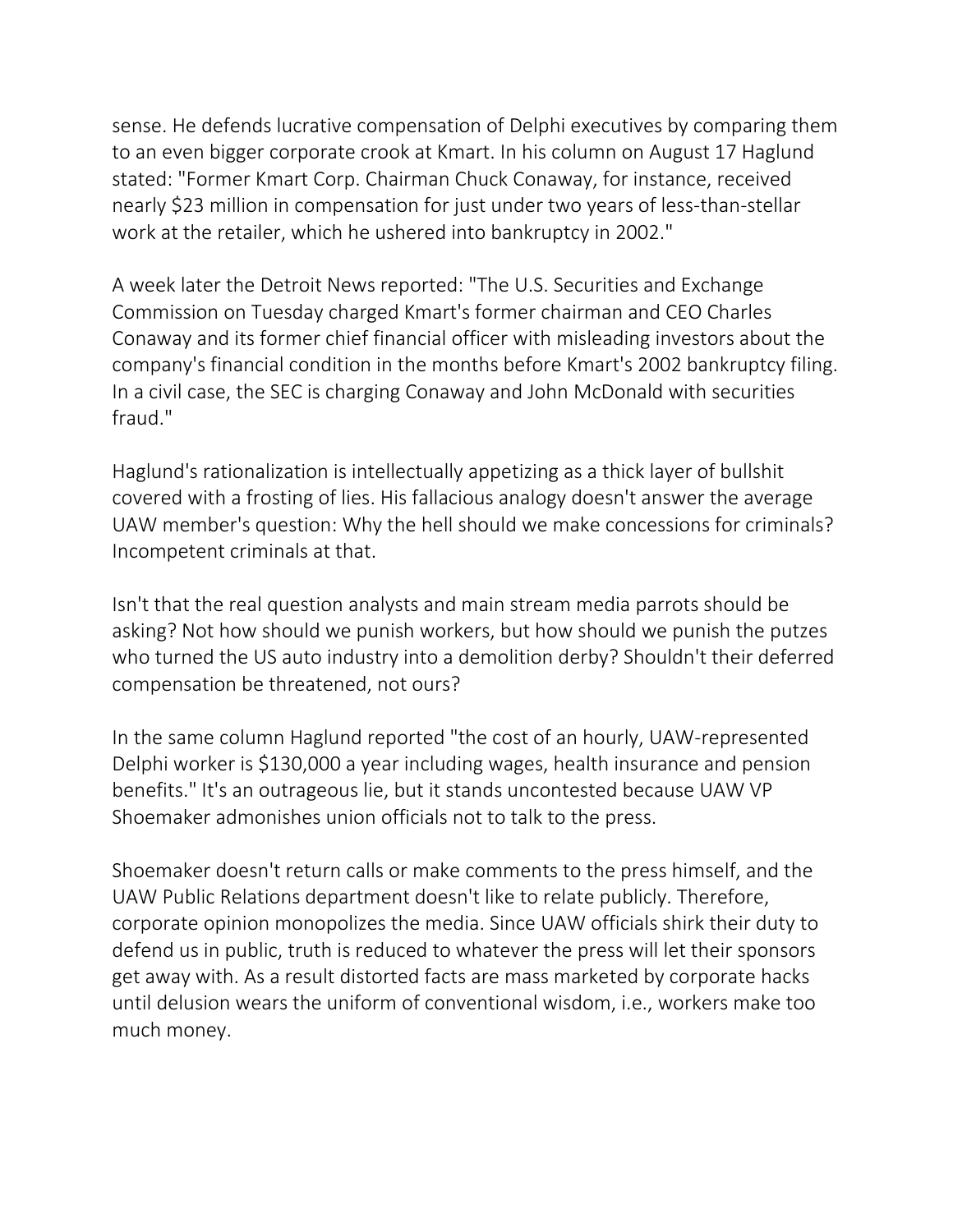sense. He defends lucrative compensation of Delphi executives by comparing them to an even bigger corporate crook at Kmart. In his column on August 17 Haglund stated: "Former Kmart Corp. Chairman Chuck Conaway, for instance, received nearly $23 million in compensation for just under two years of less-than-stellar work at the retailer, which he ushered into bankruptcy in 2002."

A week later the Detroit News reported: "The U.S. Securities and Exchange Commission on Tuesday charged Kmart's former chairman and CEO Charles Conaway and its former chief financial officer with misleading investors about the company's financial condition in the months before Kmart's 2002 bankruptcy filing. In a civil case, the SEC is charging Conaway and John McDonald with securities fraud."

Haglund's rationalization is intellectually appetizing as a thick layer of bullshit covered with a frosting of lies. His fallacious analogy doesn't answer the average UAW member's question: Why the hell should we make concessions for criminals? Incompetent criminals at that.

Isn't that the real question analysts and main stream media parrots should be asking? Not how should we punish workers, but how should we punish the putzes who turned the US auto industry into a demolition derby? Shouldn't their deferred compensation be threatened, not ours?

In the same column Haglund reported "the cost of an hourly, UAW-represented Delphi worker is $130,000 a year including wages, health insurance and pension benefits." It's an outrageous lie, but it stands uncontested because UAW VP Shoemaker admonishes union officials not to talk to the press.

Shoemaker doesn't return calls or make comments to the press himself, and the UAW Public Relations department doesn't like to relate publicly. Therefore, corporate opinion monopolizes the media. Since UAW officials shirk their duty to defend us in public, truth is reduced to whatever the press will let their sponsors get away with. As a result distorted facts are mass marketed by corporate hacks until delusion wears the uniform of conventional wisdom, i.e., workers make too much money.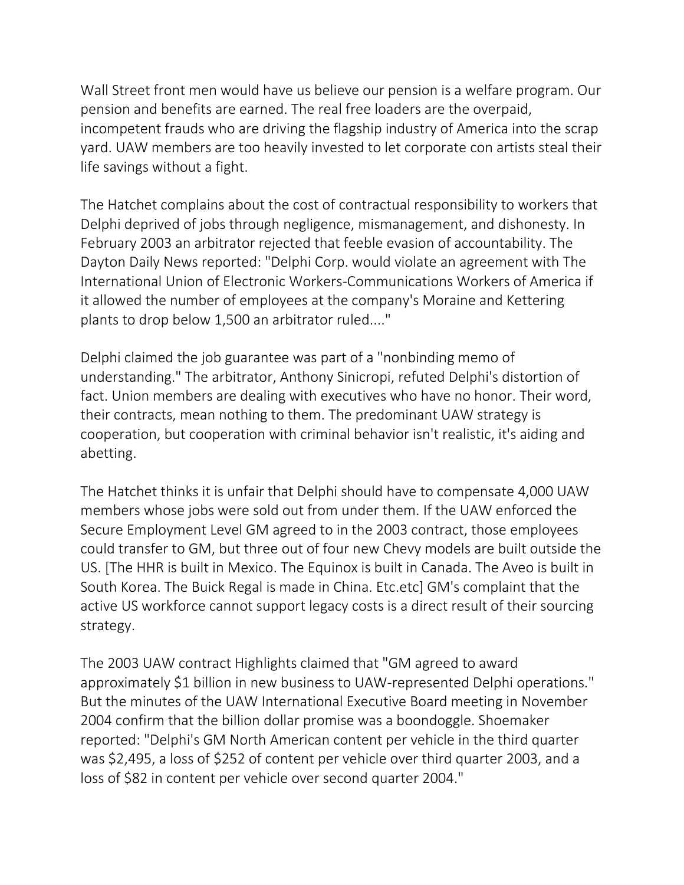Wall Street front men would have us believe our pension is a welfare program. Our pension and benefits are earned. The real free loaders are the overpaid, incompetent frauds who are driving the flagship industry of America into the scrap yard. UAW members are too heavily invested to let corporate con artists steal their life savings without a fight.

The Hatchet complains about the cost of contractual responsibility to workers that Delphi deprived of jobs through negligence, mismanagement, and dishonesty. In February 2003 an arbitrator rejected that feeble evasion of accountability. The Dayton Daily News reported: "Delphi Corp. would violate an agreement with The International Union of Electronic Workers-Communications Workers of America if it allowed the number of employees at the company's Moraine and Kettering plants to drop below 1,500 an arbitrator ruled...."

Delphi claimed the job guarantee was part of a "nonbinding memo of understanding." The arbitrator, Anthony Sinicropi, refuted Delphi's distortion of fact. Union members are dealing with executives who have no honor. Their word, their contracts, mean nothing to them. The predominant UAW strategy is cooperation, but cooperation with criminal behavior isn't realistic, it's aiding and abetting.

The Hatchet thinks it is unfair that Delphi should have to compensate 4,000 UAW members whose jobs were sold out from under them. If the UAW enforced the Secure Employment Level GM agreed to in the 2003 contract, those employees could transfer to GM, but three out of four new Chevy models are built outside the US. [The HHR is built in Mexico. The Equinox is built in Canada. The Aveo is built in South Korea. The Buick Regal is made in China. Etc.etc] GM's complaint that the active US workforce cannot support legacy costs is a direct result of their sourcing strategy.

The 2003 UAW contract Highlights claimed that "GM agreed to award approximately $1 billion in new business to UAW-represented Delphi operations." But the minutes of the UAW International Executive Board meeting in November 2004 confirm that the billion dollar promise was a boondoggle. Shoemaker reported: "Delphi's GM North American content per vehicle in the third quarter was $2,495, a loss of $252 of content per vehicle over third quarter 2003, and a loss of $82 in content per vehicle over second quarter 2004."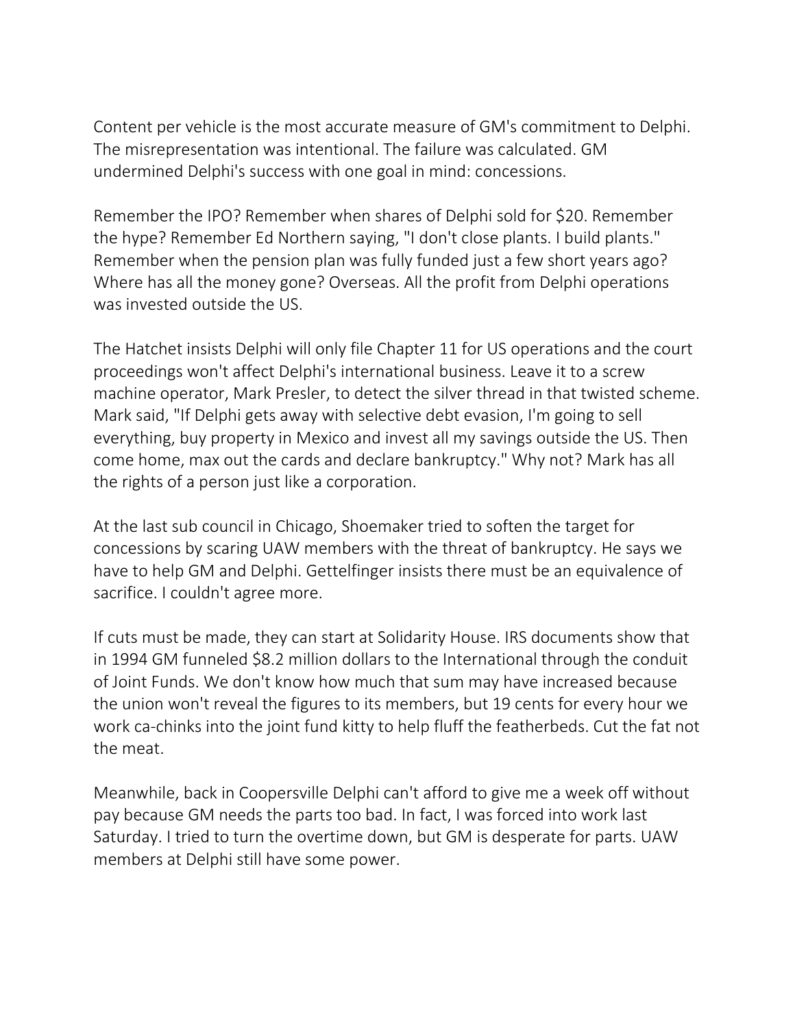Content per vehicle is the most accurate measure of GM's commitment to Delphi. The misrepresentation was intentional. The failure was calculated. GM undermined Delphi's success with one goal in mind: concessions.

Remember the IPO? Remember when shares of Delphi sold for $20. Remember the hype? Remember Ed Northern saying, "I don't close plants. I build plants." Remember when the pension plan was fully funded just a few short years ago? Where has all the money gone? Overseas. All the profit from Delphi operations was invested outside the US.

The Hatchet insists Delphi will only file Chapter 11 for US operations and the court proceedings won't affect Delphi's international business. Leave it to a screw machine operator, Mark Presler, to detect the silver thread in that twisted scheme. Mark said, "If Delphi gets away with selective debt evasion, I'm going to sell everything, buy property in Mexico and invest all my savings outside the US. Then come home, max out the cards and declare bankruptcy." Why not? Mark has all the rights of a person just like a corporation.

At the last sub council in Chicago, Shoemaker tried to soften the target for concessions by scaring UAW members with the threat of bankruptcy. He says we have to help GM and Delphi. Gettelfinger insists there must be an equivalence of sacrifice. I couldn't agree more.

If cuts must be made, they can start at Solidarity House. IRS documents show that in 1994 GM funneled $8.2 million dollars to the International through the conduit of Joint Funds. We don't know how much that sum may have increased because the union won't reveal the figures to its members, but 19 cents for every hour we work ca-chinks into the joint fund kitty to help fluff the featherbeds. Cut the fat not the meat.

Meanwhile, back in Coopersville Delphi can't afford to give me a week off without pay because GM needs the parts too bad. In fact, I was forced into work last Saturday. I tried to turn the overtime down, but GM is desperate for parts. UAW members at Delphi still have some power.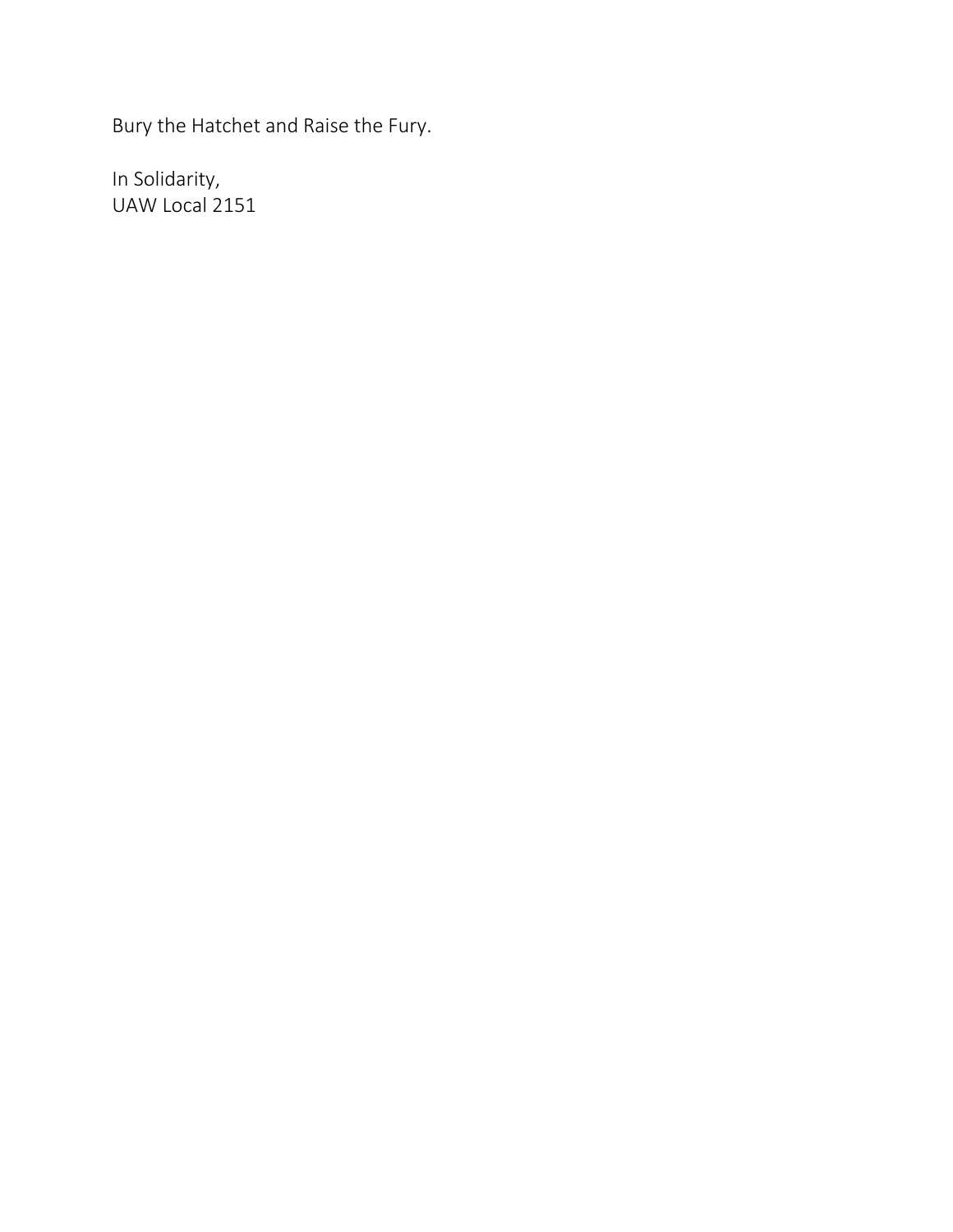Bury the Hatchet and Raise the Fury.

In Solidarity,
UAW Local 2151